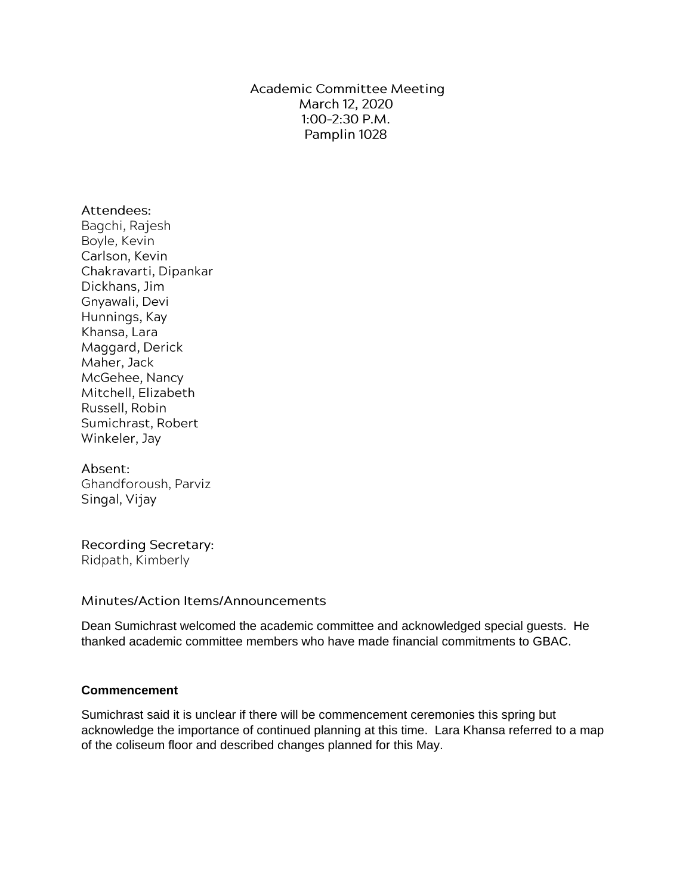# Academic Committee Meeting
March 12, 2020
1:00-2:30 P.M.
Pamplin 1028

**Attendees:**
Bagchi, Rajesh
Boyle, Kevin
Carlson, Kevin
Chakravarti, Dipankar
Dickhans, Jim
Gnyawali, Devi
Hunnings, Kay
Khansa, Lara
Maggard, Derick
Maher, Jack
McGehee, Nancy
Mitchell, Elizabeth
Russell, Robin
Sumichrast, Robert
Winkeler, Jay

**Absent:**
Ghandforoush, Parviz
Singal, Vijay

**Recording Secretary:**
Ridpath, Kimberly

## Minutes/Action Items/Announcements

Dean Sumichrast welcomed the academic committee and acknowledged special guests. He thanked academic committee members who have made financial commitments to GBAC.

### Commencement

Sumichrast said it is unclear if there will be commencement ceremonies this spring but acknowledge the importance of continued planning at this time. Lara Khansa referred to a map of the coliseum floor and described changes planned for this May.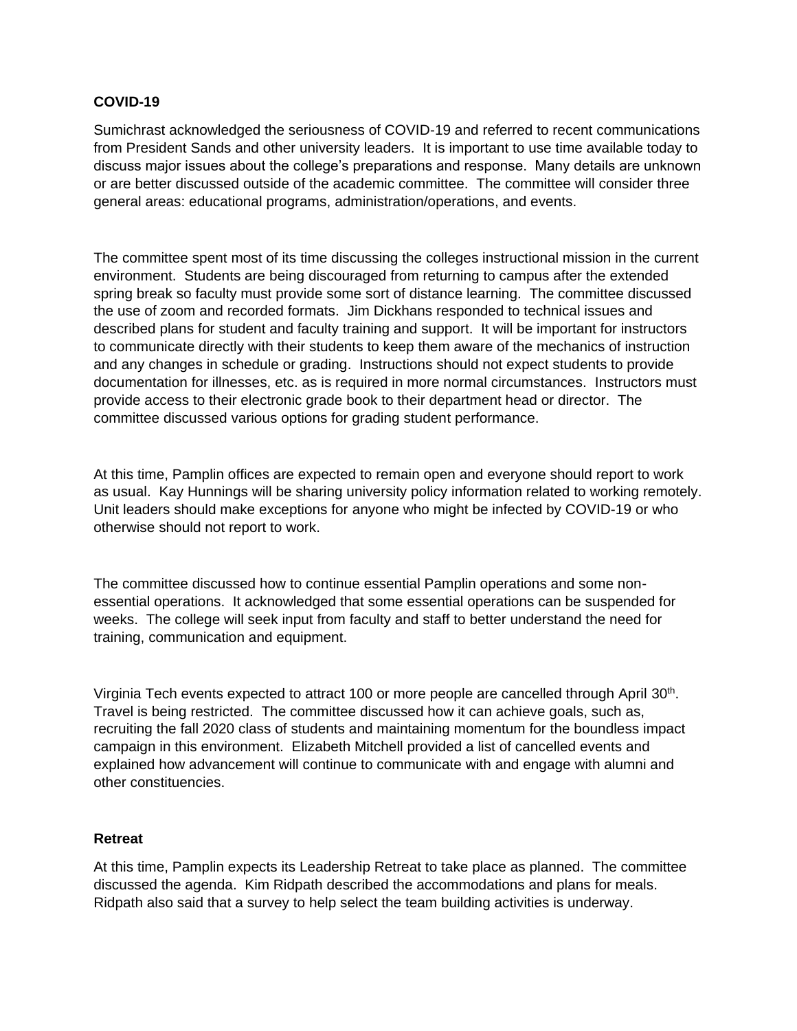**COVID-19**

Sumichrast acknowledged the seriousness of COVID-19 and referred to recent communications from President Sands and other university leaders. It is important to use time available today to discuss major issues about the college's preparations and response. Many details are unknown or are better discussed outside of the academic committee. The committee will consider three general areas: educational programs, administration/operations, and events.

The committee spent most of its time discussing the colleges instructional mission in the current environment. Students are being discouraged from returning to campus after the extended spring break so faculty must provide some sort of distance learning. The committee discussed the use of zoom and recorded formats. Jim Dickhans responded to technical issues and described plans for student and faculty training and support. It will be important for instructors to communicate directly with their students to keep them aware of the mechanics of instruction and any changes in schedule or grading. Instructions should not expect students to provide documentation for illnesses, etc. as is required in more normal circumstances. Instructors must provide access to their electronic grade book to their department head or director. The committee discussed various options for grading student performance.

At this time, Pamplin offices are expected to remain open and everyone should report to work as usual. Kay Hunnings will be sharing university policy information related to working remotely. Unit leaders should make exceptions for anyone who might be infected by COVID-19 or who otherwise should not report to work.

The committee discussed how to continue essential Pamplin operations and some non-essential operations. It acknowledged that some essential operations can be suspended for weeks. The college will seek input from faculty and staff to better understand the need for training, communication and equipment.

Virginia Tech events expected to attract 100 or more people are cancelled through April 30th. Travel is being restricted. The committee discussed how it can achieve goals, such as, recruiting the fall 2020 class of students and maintaining momentum for the boundless impact campaign in this environment. Elizabeth Mitchell provided a list of cancelled events and explained how advancement will continue to communicate with and engage with alumni and other constituencies.

**Retreat**

At this time, Pamplin expects its Leadership Retreat to take place as planned. The committee discussed the agenda. Kim Ridpath described the accommodations and plans for meals. Ridpath also said that a survey to help select the team building activities is underway.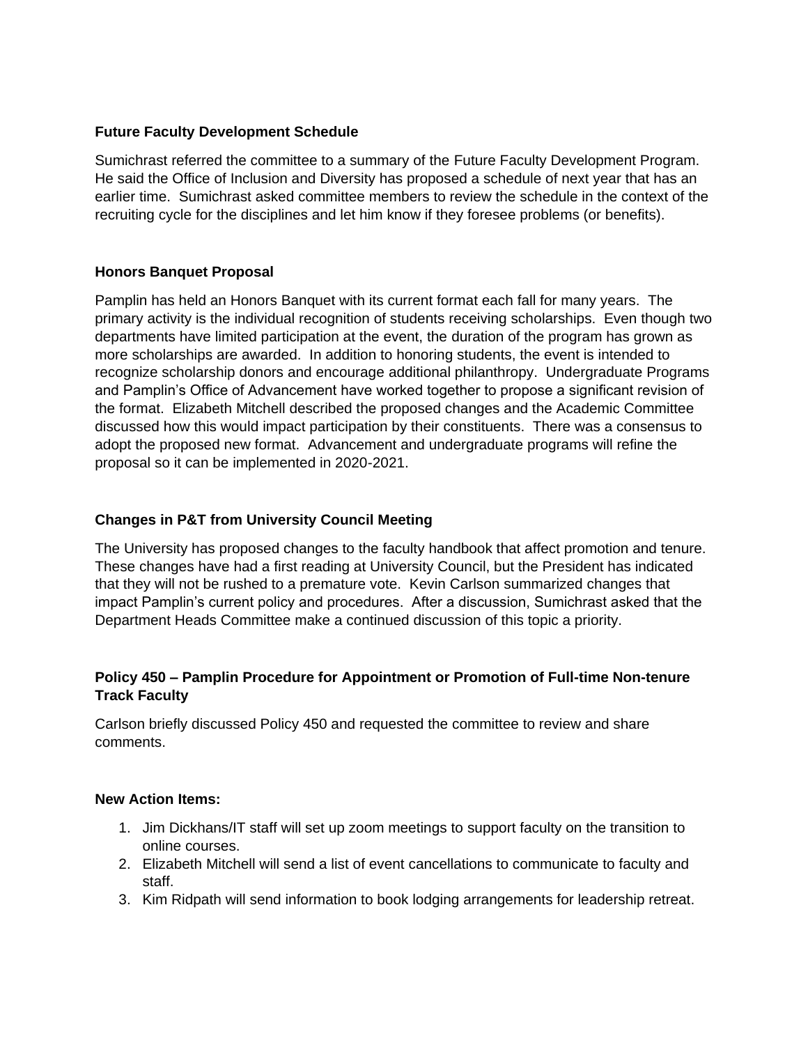**Future Faculty Development Schedule**

Sumichrast referred the committee to a summary of the Future Faculty Development Program. He said the Office of Inclusion and Diversity has proposed a schedule of next year that has an earlier time. Sumichrast asked committee members to review the schedule in the context of the recruiting cycle for the disciplines and let him know if they foresee problems (or benefits).

**Honors Banquet Proposal**

Pamplin has held an Honors Banquet with its current format each fall for many years. The primary activity is the individual recognition of students receiving scholarships. Even though two departments have limited participation at the event, the duration of the program has grown as more scholarships are awarded. In addition to honoring students, the event is intended to recognize scholarship donors and encourage additional philanthropy. Undergraduate Programs and Pamplin's Office of Advancement have worked together to propose a significant revision of the format. Elizabeth Mitchell described the proposed changes and the Academic Committee discussed how this would impact participation by their constituents. There was a consensus to adopt the proposed new format. Advancement and undergraduate programs will refine the proposal so it can be implemented in 2020-2021.

**Changes in P&T from University Council Meeting**

The University has proposed changes to the faculty handbook that affect promotion and tenure. These changes have had a first reading at University Council, but the President has indicated that they will not be rushed to a premature vote. Kevin Carlson summarized changes that impact Pamplin's current policy and procedures. After a discussion, Sumichrast asked that the Department Heads Committee make a continued discussion of this topic a priority.

**Policy 450 – Pamplin Procedure for Appointment or Promotion of Full-time Non-tenure Track Faculty**

Carlson briefly discussed Policy 450 and requested the committee to review and share comments.

**New Action Items:**

1. Jim Dickhans/IT staff will set up zoom meetings to support faculty on the transition to online courses.
2. Elizabeth Mitchell will send a list of event cancellations to communicate to faculty and staff.
3. Kim Ridpath will send information to book lodging arrangements for leadership retreat.